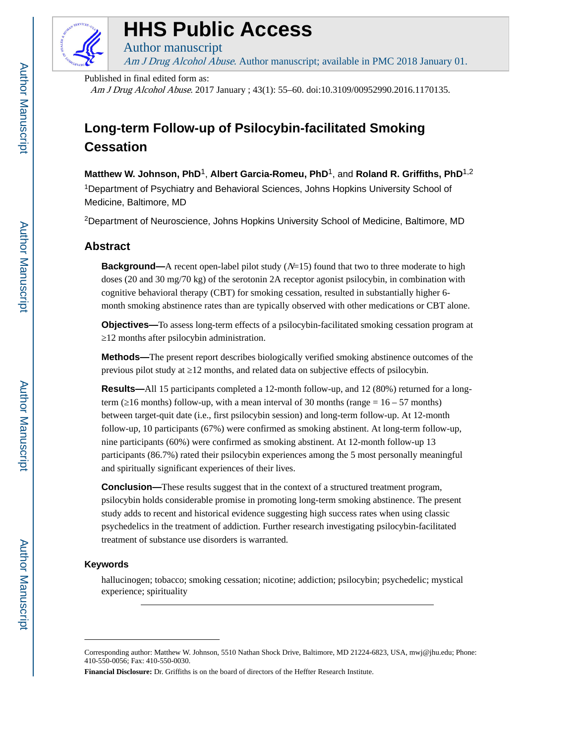# HHS Public Access

Author manuscript

*Am J Drug Alcohol Abuse*. Author manuscript; available in PMC 2018 January 01.

Published in final edited form as:

*Am J Drug Alcohol Abuse*. 2017 January ; 43(1): 55–60. doi:10.3109/00952990.2016.1170135.

# Long-term Follow-up of Psilocybin-facilitated Smoking Cessation

**Matthew W. Johnson, PhD**[1], **Albert Garcia-Romeu, PhD**[1], and **Roland R. Griffiths, PhD**[1,2]

[1]Department of Psychiatry and Behavioral Sciences, Johns Hopkins University School of Medicine, Baltimore, MD

[2]Department of Neuroscience, Johns Hopkins University School of Medicine, Baltimore, MD

## Abstract

**Background—**A recent open-label pilot study (*N*=15) found that two to three moderate to high doses (20 and 30 mg/70 kg) of the serotonin 2A receptor agonist psilocybin, in combination with cognitive behavioral therapy (CBT) for smoking cessation, resulted in substantially higher 6-month smoking abstinence rates than are typically observed with other medications or CBT alone.

**Objectives—**To assess long-term effects of a psilocybin-facilitated smoking cessation program at ≥12 months after psilocybin administration.

**Methods—**The present report describes biologically verified smoking abstinence outcomes of the previous pilot study at ≥12 months, and related data on subjective effects of psilocybin.

**Results—**All 15 participants completed a 12-month follow-up, and 12 (80%) returned for a long-term (≥16 months) follow-up, with a mean interval of 30 months (range = 16 – 57 months) between target-quit date (i.e., first psilocybin session) and long-term follow-up. At 12-month follow-up, 10 participants (67%) were confirmed as smoking abstinent. At long-term follow-up, nine participants (60%) were confirmed as smoking abstinent. At 12-month follow-up 13 participants (86.7%) rated their psilocybin experiences among the 5 most personally meaningful and spiritually significant experiences of their lives.

**Conclusion—**These results suggest that in the context of a structured treatment program, psilocybin holds considerable promise in promoting long-term smoking abstinence. The present study adds to recent and historical evidence suggesting high success rates when using classic psychedelics in the treatment of addiction. Further research investigating psilocybin-facilitated treatment of substance use disorders is warranted.

### Keywords

hallucinogen; tobacco; smoking cessation; nicotine; addiction; psilocybin; psychedelic; mystical experience; spirituality

---

Corresponding author: Matthew W. Johnson, 5510 Nathan Shock Drive, Baltimore, MD 21224-6823, USA, mwj@jhu.edu; Phone: 410-550-0056; Fax: 410-550-0030.

**Financial Disclosure:** Dr. Griffiths is on the board of directors of the Heffter Research Institute.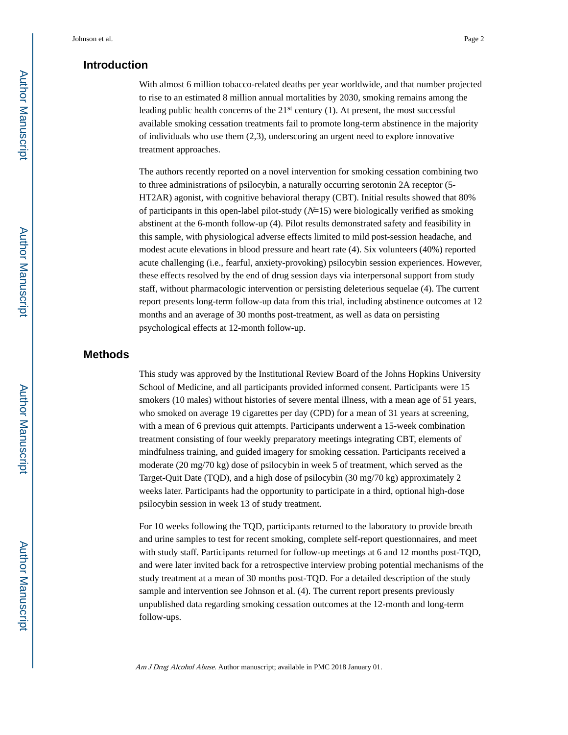## Introduction

With almost 6 million tobacco-related deaths per year worldwide, and that number projected to rise to an estimated 8 million annual mortalities by 2030, smoking remains among the leading public health concerns of the 21st century (1). At present, the most successful available smoking cessation treatments fail to promote long-term abstinence in the majority of individuals who use them (2,3), underscoring an urgent need to explore innovative treatment approaches.

The authors recently reported on a novel intervention for smoking cessation combining two to three administrations of psilocybin, a naturally occurring serotonin 2A receptor (5-HT2AR) agonist, with cognitive behavioral therapy (CBT). Initial results showed that 80% of participants in this open-label pilot-study (*N*=15) were biologically verified as smoking abstinent at the 6-month follow-up (4). Pilot results demonstrated safety and feasibility in this sample, with physiological adverse effects limited to mild post-session headache, and modest acute elevations in blood pressure and heart rate (4). Six volunteers (40%) reported acute challenging (i.e., fearful, anxiety-provoking) psilocybin session experiences. However, these effects resolved by the end of drug session days via interpersonal support from study staff, without pharmacologic intervention or persisting deleterious sequelae (4). The current report presents long-term follow-up data from this trial, including abstinence outcomes at 12 months and an average of 30 months post-treatment, as well as data on persisting psychological effects at 12-month follow-up.

## Methods

This study was approved by the Institutional Review Board of the Johns Hopkins University School of Medicine, and all participants provided informed consent. Participants were 15 smokers (10 males) without histories of severe mental illness, with a mean age of 51 years, who smoked on average 19 cigarettes per day (CPD) for a mean of 31 years at screening, with a mean of 6 previous quit attempts. Participants underwent a 15-week combination treatment consisting of four weekly preparatory meetings integrating CBT, elements of mindfulness training, and guided imagery for smoking cessation. Participants received a moderate (20 mg/70 kg) dose of psilocybin in week 5 of treatment, which served as the Target-Quit Date (TQD), and a high dose of psilocybin (30 mg/70 kg) approximately 2 weeks later. Participants had the opportunity to participate in a third, optional high-dose psilocybin session in week 13 of study treatment.

For 10 weeks following the TQD, participants returned to the laboratory to provide breath and urine samples to test for recent smoking, complete self-report questionnaires, and meet with study staff. Participants returned for follow-up meetings at 6 and 12 months post-TQD, and were later invited back for a retrospective interview probing potential mechanisms of the study treatment at a mean of 30 months post-TQD. For a detailed description of the study sample and intervention see Johnson et al. (4). The current report presents previously unpublished data regarding smoking cessation outcomes at the 12-month and long-term follow-ups.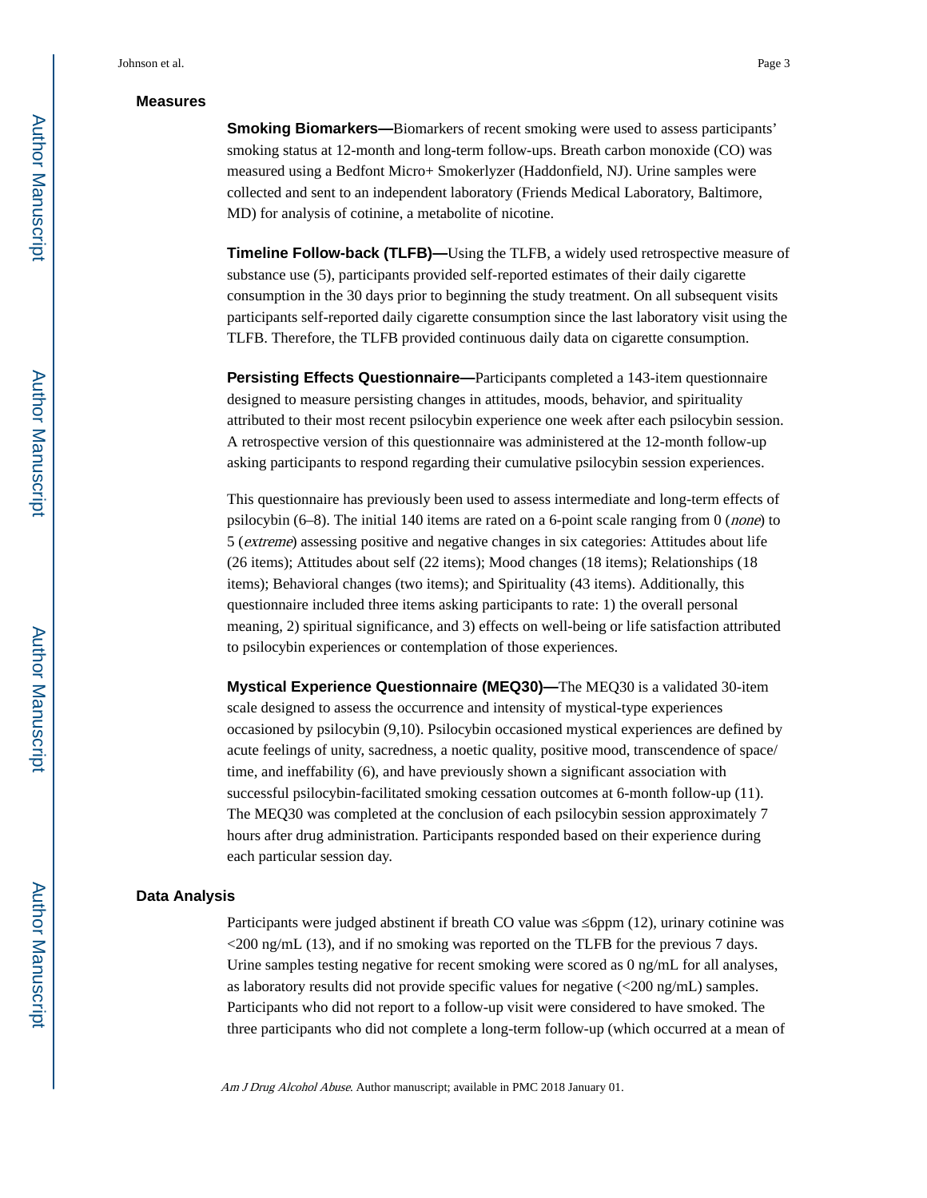## Measures

**Smoking Biomarkers—**Biomarkers of recent smoking were used to assess participants' smoking status at 12-month and long-term follow-ups. Breath carbon monoxide (CO) was measured using a Bedfont Micro+ Smokerlyzer (Haddonfield, NJ). Urine samples were collected and sent to an independent laboratory (Friends Medical Laboratory, Baltimore, MD) for analysis of cotinine, a metabolite of nicotine.

**Timeline Follow-back (TLFB)—**Using the TLFB, a widely used retrospective measure of substance use (5), participants provided self-reported estimates of their daily cigarette consumption in the 30 days prior to beginning the study treatment. On all subsequent visits participants self-reported daily cigarette consumption since the last laboratory visit using the TLFB. Therefore, the TLFB provided continuous daily data on cigarette consumption.

**Persisting Effects Questionnaire—**Participants completed a 143-item questionnaire designed to measure persisting changes in attitudes, moods, behavior, and spirituality attributed to their most recent psilocybin experience one week after each psilocybin session. A retrospective version of this questionnaire was administered at the 12-month follow-up asking participants to respond regarding their cumulative psilocybin session experiences.

This questionnaire has previously been used to assess intermediate and long-term effects of psilocybin (6–8). The initial 140 items are rated on a 6-point scale ranging from 0 (*none*) to 5 (*extreme*) assessing positive and negative changes in six categories: Attitudes about life (26 items); Attitudes about self (22 items); Mood changes (18 items); Relationships (18 items); Behavioral changes (two items); and Spirituality (43 items). Additionally, this questionnaire included three items asking participants to rate: 1) the overall personal meaning, 2) spiritual significance, and 3) effects on well-being or life satisfaction attributed to psilocybin experiences or contemplation of those experiences.

**Mystical Experience Questionnaire (MEQ30)—**The MEQ30 is a validated 30-item scale designed to assess the occurrence and intensity of mystical-type experiences occasioned by psilocybin (9,10). Psilocybin occasioned mystical experiences are defined by acute feelings of unity, sacredness, a noetic quality, positive mood, transcendence of space/time, and ineffability (6), and have previously shown a significant association with successful psilocybin-facilitated smoking cessation outcomes at 6-month follow-up (11). The MEQ30 was completed at the conclusion of each psilocybin session approximately 7 hours after drug administration. Participants responded based on their experience during each particular session day.

## Data Analysis

Participants were judged abstinent if breath CO value was ≤6ppm (12), urinary cotinine was <200 ng/mL (13), and if no smoking was reported on the TLFB for the previous 7 days. Urine samples testing negative for recent smoking were scored as 0 ng/mL for all analyses, as laboratory results did not provide specific values for negative (<200 ng/mL) samples. Participants who did not report to a follow-up visit were considered to have smoked. The three participants who did not complete a long-term follow-up (which occurred at a mean of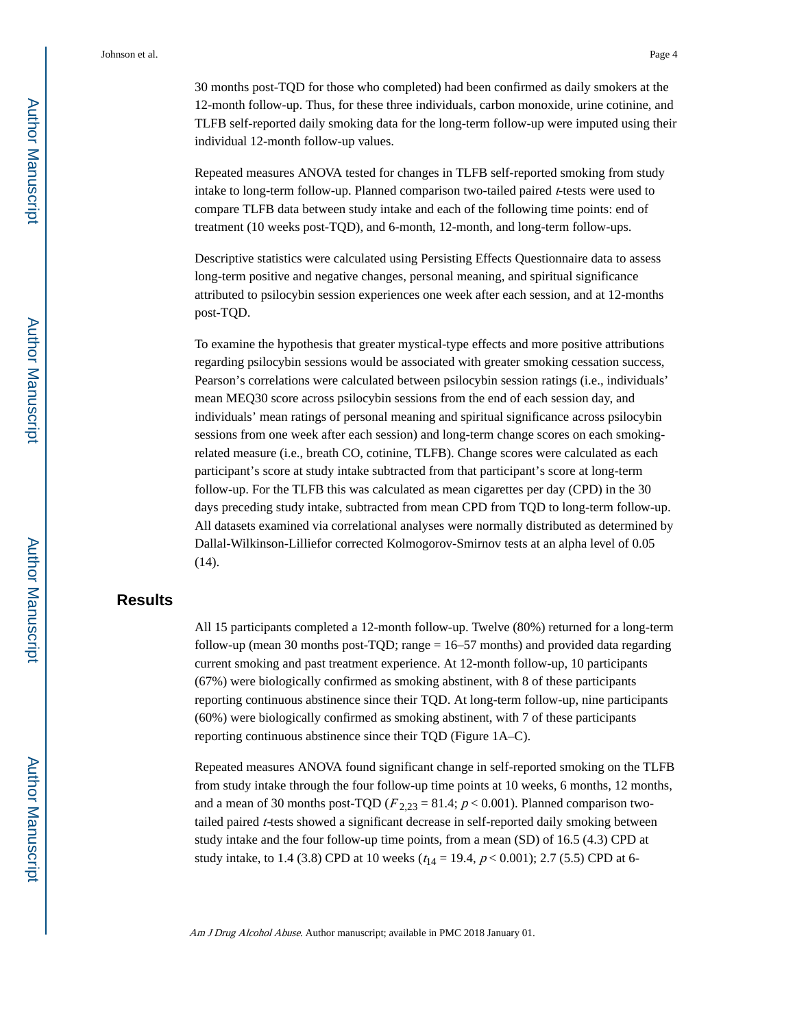30 months post-TQD for those who completed) had been confirmed as daily smokers at the 12-month follow-up. Thus, for these three individuals, carbon monoxide, urine cotinine, and TLFB self-reported daily smoking data for the long-term follow-up were imputed using their individual 12-month follow-up values.

Repeated measures ANOVA tested for changes in TLFB self-reported smoking from study intake to long-term follow-up. Planned comparison two-tailed paired *t*-tests were used to compare TLFB data between study intake and each of the following time points: end of treatment (10 weeks post-TQD), and 6-month, 12-month, and long-term follow-ups.

Descriptive statistics were calculated using Persisting Effects Questionnaire data to assess long-term positive and negative changes, personal meaning, and spiritual significance attributed to psilocybin session experiences one week after each session, and at 12-months post-TQD.

To examine the hypothesis that greater mystical-type effects and more positive attributions regarding psilocybin sessions would be associated with greater smoking cessation success, Pearson's correlations were calculated between psilocybin session ratings (i.e., individuals' mean MEQ30 score across psilocybin sessions from the end of each session day, and individuals' mean ratings of personal meaning and spiritual significance across psilocybin sessions from one week after each session) and long-term change scores on each smoking-related measure (i.e., breath CO, cotinine, TLFB). Change scores were calculated as each participant's score at study intake subtracted from that participant's score at long-term follow-up. For the TLFB this was calculated as mean cigarettes per day (CPD) in the 30 days preceding study intake, subtracted from mean CPD from TQD to long-term follow-up. All datasets examined via correlational analyses were normally distributed as determined by Dallal-Wilkinson-Lilliefor corrected Kolmogorov-Smirnov tests at an alpha level of 0.05 (14).

## Results

All 15 participants completed a 12-month follow-up. Twelve (80%) returned for a long-term follow-up (mean 30 months post-TQD; range = 16–57 months) and provided data regarding current smoking and past treatment experience. At 12-month follow-up, 10 participants (67%) were biologically confirmed as smoking abstinent, with 8 of these participants reporting continuous abstinence since their TQD. At long-term follow-up, nine participants (60%) were biologically confirmed as smoking abstinent, with 7 of these participants reporting continuous abstinence since their TQD (Figure 1A–C).

Repeated measures ANOVA found significant change in self-reported smoking on the TLFB from study intake through the four follow-up time points at 10 weeks, 6 months, 12 months, and a mean of 30 months post-TQD ($F_{2,23} = 81.4$; $p < 0.001$). Planned comparison two-tailed paired *t*-tests showed a significant decrease in self-reported daily smoking between study intake and the four follow-up time points, from a mean (SD) of 16.5 (4.3) CPD at study intake, to 1.4 (3.8) CPD at 10 weeks ($t_{14} = 19.4$, $p < 0.001$); 2.7 (5.5) CPD at 6-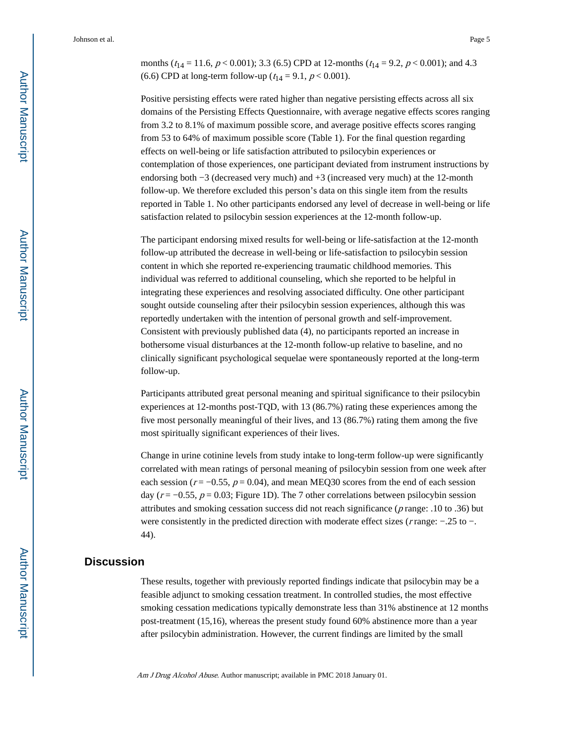months ($t_{14} = 11.6$, $p < 0.001$); 3.3 (6.5) CPD at 12-months ($t_{14} = 9.2$, $p < 0.001$); and 4.3 (6.6) CPD at long-term follow-up ($t_{14} = 9.1$, $p < 0.001$).

Positive persisting effects were rated higher than negative persisting effects across all six domains of the Persisting Effects Questionnaire, with average negative effects scores ranging from 3.2 to 8.1% of maximum possible score, and average positive effects scores ranging from 53 to 64% of maximum possible score (Table 1). For the final question regarding effects on well-being or life satisfaction attributed to psilocybin experiences or contemplation of those experiences, one participant deviated from instrument instructions by endorsing both −3 (decreased very much) and +3 (increased very much) at the 12-month follow-up. We therefore excluded this person's data on this single item from the results reported in Table 1. No other participants endorsed any level of decrease in well-being or life satisfaction related to psilocybin session experiences at the 12-month follow-up.

The participant endorsing mixed results for well-being or life-satisfaction at the 12-month follow-up attributed the decrease in well-being or life-satisfaction to psilocybin session content in which she reported re-experiencing traumatic childhood memories. This individual was referred to additional counseling, which she reported to be helpful in integrating these experiences and resolving associated difficulty. One other participant sought outside counseling after their psilocybin session experiences, although this was reportedly undertaken with the intention of personal growth and self-improvement. Consistent with previously published data (4), no participants reported an increase in bothersome visual disturbances at the 12-month follow-up relative to baseline, and no clinically significant psychological sequelae were spontaneously reported at the long-term follow-up.

Participants attributed great personal meaning and spiritual significance to their psilocybin experiences at 12-months post-TQD, with 13 (86.7%) rating these experiences among the five most personally meaningful of their lives, and 13 (86.7%) rating them among the five most spiritually significant experiences of their lives.

Change in urine cotinine levels from study intake to long-term follow-up were significantly correlated with mean ratings of personal meaning of psilocybin session from one week after each session ($r = -0.55$, $p = 0.04$), and mean MEQ30 scores from the end of each session day ($r = -0.55$, $p = 0.03$; Figure 1D). The 7 other correlations between psilocybin session attributes and smoking cessation success did not reach significance ($p$ range: .10 to .36) but were consistently in the predicted direction with moderate effect sizes ($r$ range: −.25 to −.44).

## Discussion

These results, together with previously reported findings indicate that psilocybin may be a feasible adjunct to smoking cessation treatment. In controlled studies, the most effective smoking cessation medications typically demonstrate less than 31% abstinence at 12 months post-treatment (15,16), whereas the present study found 60% abstinence more than a year after psilocybin administration. However, the current findings are limited by the small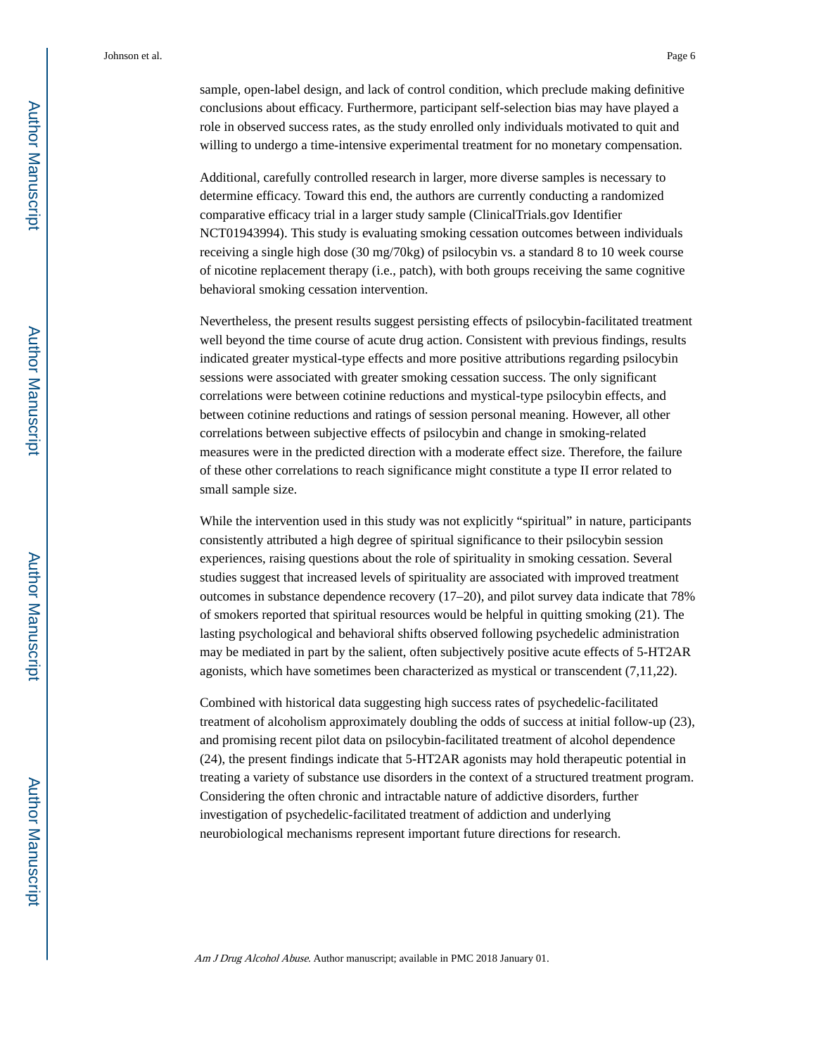sample, open-label design, and lack of control condition, which preclude making definitive conclusions about efficacy. Furthermore, participant self-selection bias may have played a role in observed success rates, as the study enrolled only individuals motivated to quit and willing to undergo a time-intensive experimental treatment for no monetary compensation.

Additional, carefully controlled research in larger, more diverse samples is necessary to determine efficacy. Toward this end, the authors are currently conducting a randomized comparative efficacy trial in a larger study sample (ClinicalTrials.gov Identifier NCT01943994). This study is evaluating smoking cessation outcomes between individuals receiving a single high dose (30 mg/70kg) of psilocybin vs. a standard 8 to 10 week course of nicotine replacement therapy (i.e., patch), with both groups receiving the same cognitive behavioral smoking cessation intervention.

Nevertheless, the present results suggest persisting effects of psilocybin-facilitated treatment well beyond the time course of acute drug action. Consistent with previous findings, results indicated greater mystical-type effects and more positive attributions regarding psilocybin sessions were associated with greater smoking cessation success. The only significant correlations were between cotinine reductions and mystical-type psilocybin effects, and between cotinine reductions and ratings of session personal meaning. However, all other correlations between subjective effects of psilocybin and change in smoking-related measures were in the predicted direction with a moderate effect size. Therefore, the failure of these other correlations to reach significance might constitute a type II error related to small sample size.

While the intervention used in this study was not explicitly "spiritual" in nature, participants consistently attributed a high degree of spiritual significance to their psilocybin session experiences, raising questions about the role of spirituality in smoking cessation. Several studies suggest that increased levels of spirituality are associated with improved treatment outcomes in substance dependence recovery (17–20), and pilot survey data indicate that 78% of smokers reported that spiritual resources would be helpful in quitting smoking (21). The lasting psychological and behavioral shifts observed following psychedelic administration may be mediated in part by the salient, often subjectively positive acute effects of 5-HT2AR agonists, which have sometimes been characterized as mystical or transcendent (7,11,22).

Combined with historical data suggesting high success rates of psychedelic-facilitated treatment of alcoholism approximately doubling the odds of success at initial follow-up (23), and promising recent pilot data on psilocybin-facilitated treatment of alcohol dependence (24), the present findings indicate that 5-HT2AR agonists may hold therapeutic potential in treating a variety of substance use disorders in the context of a structured treatment program. Considering the often chronic and intractable nature of addictive disorders, further investigation of psychedelic-facilitated treatment of addiction and underlying neurobiological mechanisms represent important future directions for research.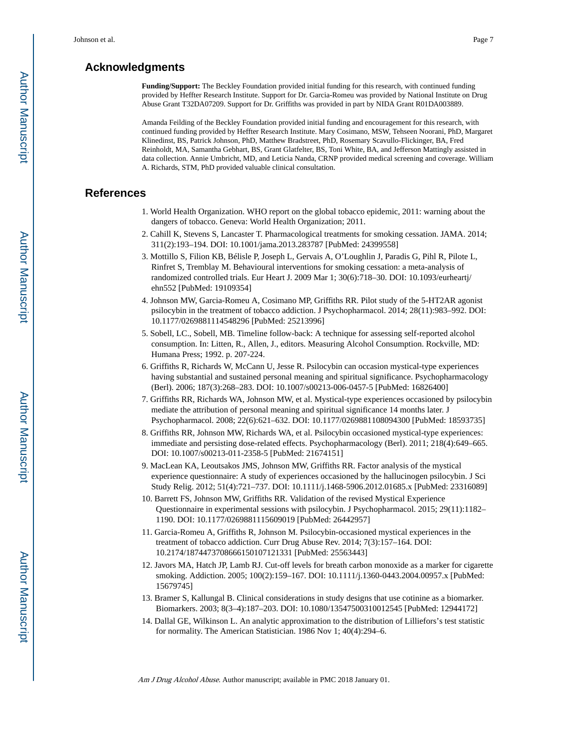## Acknowledgments

**Funding/Support:** The Beckley Foundation provided initial funding for this research, with continued funding provided by Heffter Research Institute. Support for Dr. Garcia-Romeu was provided by National Institute on Drug Abuse Grant T32DA07209. Support for Dr. Griffiths was provided in part by NIDA Grant R01DA003889.

Amanda Feilding of the Beckley Foundation provided initial funding and encouragement for this research, with continued funding provided by Heffter Research Institute. Mary Cosimano, MSW, Tehseen Noorani, PhD, Margaret Klinedinst, BS, Patrick Johnson, PhD, Matthew Bradstreet, PhD, Rosemary Scavullo-Flickinger, BA, Fred Reinholdt, MA, Samantha Gebhart, BS, Grant Glatfelter, BS, Toni White, BA, and Jefferson Mattingly assisted in data collection. Annie Umbricht, MD, and Leticia Nanda, CRNP provided medical screening and coverage. William A. Richards, STM, PhD provided valuable clinical consultation.

## References

1. World Health Organization. WHO report on the global tobacco epidemic, 2011: warning about the dangers of tobacco. Geneva: World Health Organization; 2011.
2. Cahill K, Stevens S, Lancaster T. Pharmacological treatments for smoking cessation. JAMA. 2014; 311(2):193–194. DOI: 10.1001/jama.2013.283787 [PubMed: 24399558]
3. Mottillo S, Filion KB, Bélisle P, Joseph L, Gervais A, O'Loughlin J, Paradis G, Pihl R, Pilote L, Rinfret S, Tremblay M. Behavioural interventions for smoking cessation: a meta-analysis of randomized controlled trials. Eur Heart J. 2009 Mar 1; 30(6):718–30. DOI: 10.1093/eurheartj/ehn552 [PubMed: 19109354]
4. Johnson MW, Garcia-Romeu A, Cosimano MP, Griffiths RR. Pilot study of the 5-HT2AR agonist psilocybin in the treatment of tobacco addiction. J Psychopharmacol. 2014; 28(11):983–992. DOI: 10.1177/0269881114548296 [PubMed: 25213996]
5. Sobell, LC., Sobell, MB. Timeline follow-back: A technique for assessing self-reported alcohol consumption. In: Litten, R., Allen, J., editors. Measuring Alcohol Consumption. Rockville, MD: Humana Press; 1992. p. 207-224.
6. Griffiths R, Richards W, McCann U, Jesse R. Psilocybin can occasion mystical-type experiences having substantial and sustained personal meaning and spiritual significance. Psychopharmacology (Berl). 2006; 187(3):268–283. DOI: 10.1007/s00213-006-0457-5 [PubMed: 16826400]
7. Griffiths RR, Richards WA, Johnson MW, et al. Mystical-type experiences occasioned by psilocybin mediate the attribution of personal meaning and spiritual significance 14 months later. J Psychopharmacol. 2008; 22(6):621–632. DOI: 10.1177/0269881108094300 [PubMed: 18593735]
8. Griffiths RR, Johnson MW, Richards WA, et al. Psilocybin occasioned mystical-type experiences: immediate and persisting dose-related effects. Psychopharmacology (Berl). 2011; 218(4):649–665. DOI: 10.1007/s00213-011-2358-5 [PubMed: 21674151]
9. MacLean KA, Leoutsakos JMS, Johnson MW, Griffiths RR. Factor analysis of the mystical experience questionnaire: A study of experiences occasioned by the hallucinogen psilocybin. J Sci Study Relig. 2012; 51(4):721–737. DOI: 10.1111/j.1468-5906.2012.01685.x [PubMed: 23316089]
10. Barrett FS, Johnson MW, Griffiths RR. Validation of the revised Mystical Experience Questionnaire in experimental sessions with psilocybin. J Psychopharmacol. 2015; 29(11):1182–1190. DOI: 10.1177/0269881115609019 [PubMed: 26442957]
11. Garcia-Romeu A, Griffiths R, Johnson M. Psilocybin-occasioned mystical experiences in the treatment of tobacco addiction. Curr Drug Abuse Rev. 2014; 7(3):157–164. DOI: 10.2174/1874473708666150107121331 [PubMed: 25563443]
12. Javors MA, Hatch JP, Lamb RJ. Cut-off levels for breath carbon monoxide as a marker for cigarette smoking. Addiction. 2005; 100(2):159–167. DOI: 10.1111/j.1360-0443.2004.00957.x [PubMed: 15679745]
13. Bramer S, Kallungal B. Clinical considerations in study designs that use cotinine as a biomarker. Biomarkers. 2003; 8(3–4):187–203. DOI: 10.1080/13547500310012545 [PubMed: 12944172]
14. Dallal GE, Wilkinson L. An analytic approximation to the distribution of Lilliefors's test statistic for normality. The American Statistician. 1986 Nov 1; 40(4):294–6.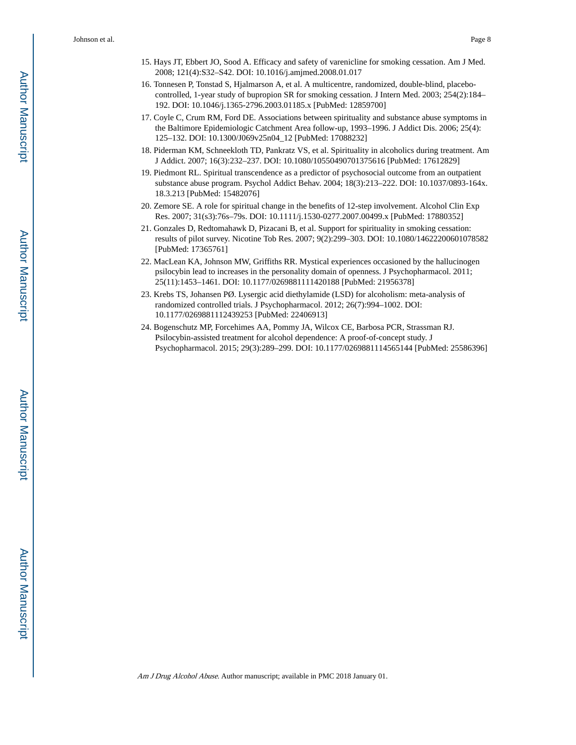15. Hays JT, Ebbert JO, Sood A. Efficacy and safety of varenicline for smoking cessation. Am J Med. 2008; 121(4):S32–S42. DOI: 10.1016/j.amjmed.2008.01.017
16. Tonnesen P, Tonstad S, Hjalmarson A, et al. A multicentre, randomized, double-blind, placebo-controlled, 1-year study of bupropion SR for smoking cessation. J Intern Med. 2003; 254(2):184–192. DOI: 10.1046/j.1365-2796.2003.01185.x [PubMed: 12859700]
17. Coyle C, Crum RM, Ford DE. Associations between spirituality and substance abuse symptoms in the Baltimore Epidemiologic Catchment Area follow-up, 1993–1996. J Addict Dis. 2006; 25(4): 125–132. DOI: 10.1300/J069v25n04_12 [PubMed: 17088232]
18. Piderman KM, Schneekloth TD, Pankratz VS, et al. Spirituality in alcoholics during treatment. Am J Addict. 2007; 16(3):232–237. DOI: 10.1080/10550490701375616 [PubMed: 17612829]
19. Piedmont RL. Spiritual transcendence as a predictor of psychosocial outcome from an outpatient substance abuse program. Psychol Addict Behav. 2004; 18(3):213–222. DOI: 10.1037/0893-164x.18.3.213 [PubMed: 15482076]
20. Zemore SE. A role for spiritual change in the benefits of 12-step involvement. Alcohol Clin Exp Res. 2007; 31(s3):76s–79s. DOI: 10.1111/j.1530-0277.2007.00499.x [PubMed: 17880352]
21. Gonzales D, Redtomahawk D, Pizacani B, et al. Support for spirituality in smoking cessation: results of pilot survey. Nicotine Tob Res. 2007; 9(2):299–303. DOI: 10.1080/14622200601078582 [PubMed: 17365761]
22. MacLean KA, Johnson MW, Griffiths RR. Mystical experiences occasioned by the hallucinogen psilocybin lead to increases in the personality domain of openness. J Psychopharmacol. 2011; 25(11):1453–1461. DOI: 10.1177/0269881111420188 [PubMed: 21956378]
23. Krebs TS, Johansen PØ. Lysergic acid diethylamide (LSD) for alcoholism: meta-analysis of randomized controlled trials. J Psychopharmacol. 2012; 26(7):994–1002. DOI: 10.1177/0269881112439253 [PubMed: 22406913]
24. Bogenschutz MP, Forcehimes AA, Pommy JA, Wilcox CE, Barbosa PCR, Strassman RJ. Psilocybin-assisted treatment for alcohol dependence: A proof-of-concept study. J Psychopharmacol. 2015; 29(3):289–299. DOI: 10.1177/0269881114565144 [PubMed: 25586396]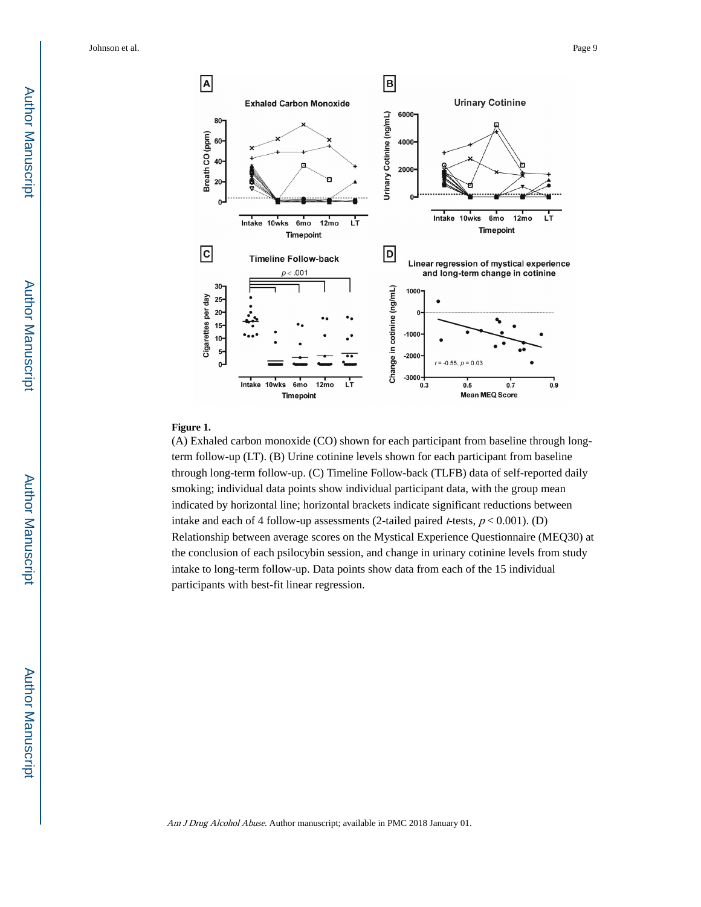**Figure 1.**

(A) Exhaled carbon monoxide (CO) shown for each participant from baseline through long-term follow-up (LT). (B) Urine cotinine levels shown for each participant from baseline through long-term follow-up. (C) Timeline Follow-back (TLFB) data of self-reported daily smoking; individual data points show individual participant data, with the group mean indicated by horizontal line; horizontal brackets indicate significant reductions between intake and each of 4 follow-up assessments (2-tailed paired $t$-tests, $p < 0.001$). (D) Relationship between average scores on the Mystical Experience Questionnaire (MEQ30) at the conclusion of each psilocybin session, and change in urinary cotinine levels from study intake to long-term follow-up. Data points show data from each of the 15 individual participants with best-fit linear regression.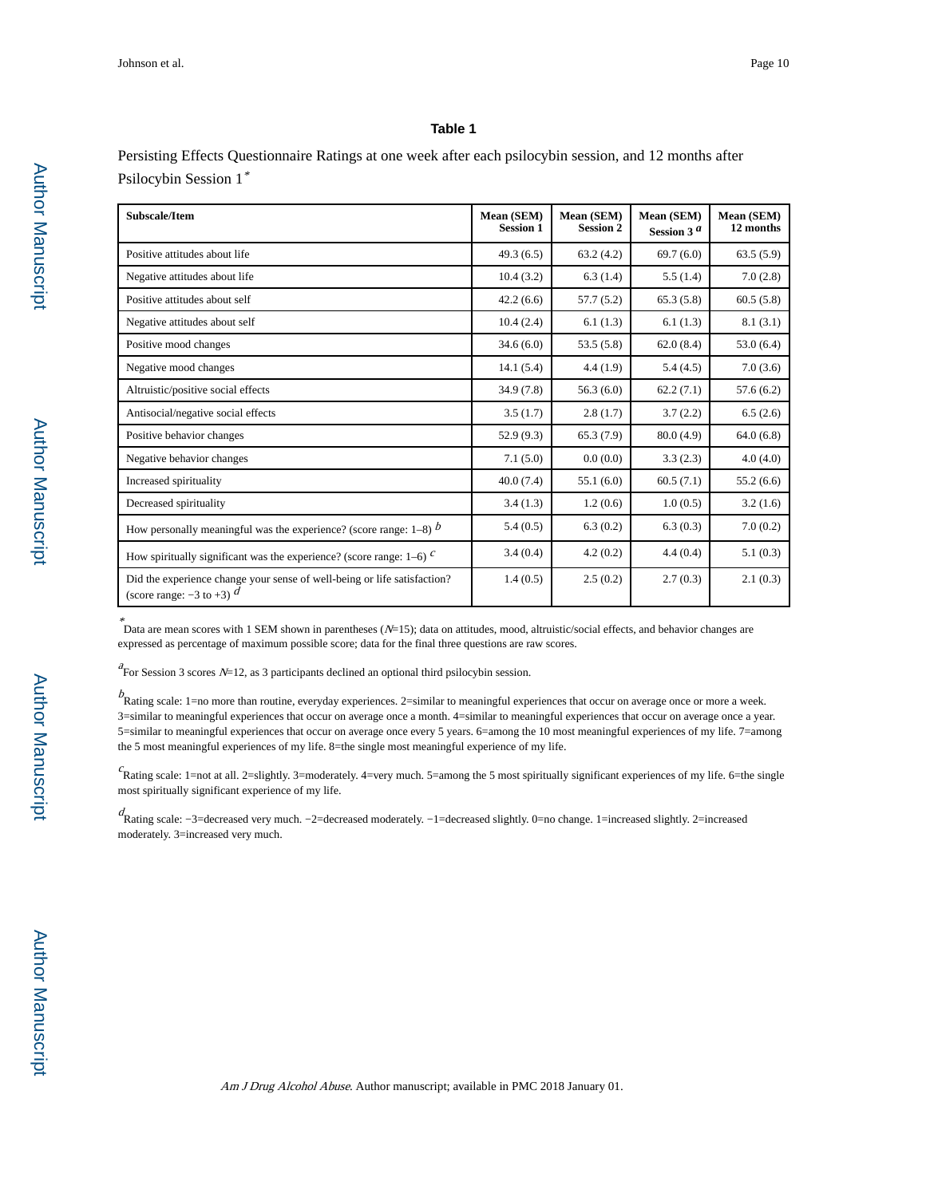**Table 1**

Persisting Effects Questionnaire Ratings at one week after each psilocybin session, and 12 months after Psilocybin Session 1[*]

| Subscale/Item | Mean (SEM) Session 1 | Mean (SEM) Session 2 | Mean (SEM) Session 3 [a] | Mean (SEM) 12 months |
|---|---|---|---|---|
| Positive attitudes about life | 49.3 (6.5) | 63.2 (4.2) | 69.7 (6.0) | 63.5 (5.9) |
| Negative attitudes about life | 10.4 (3.2) | 6.3 (1.4) | 5.5 (1.4) | 7.0 (2.8) |
| Positive attitudes about self | 42.2 (6.6) | 57.7 (5.2) | 65.3 (5.8) | 60.5 (5.8) |
| Negative attitudes about self | 10.4 (2.4) | 6.1 (1.3) | 6.1 (1.3) | 8.1 (3.1) |
| Positive mood changes | 34.6 (6.0) | 53.5 (5.8) | 62.0 (8.4) | 53.0 (6.4) |
| Negative mood changes | 14.1 (5.4) | 4.4 (1.9) | 5.4 (4.5) | 7.0 (3.6) |
| Altruistic/positive social effects | 34.9 (7.8) | 56.3 (6.0) | 62.2 (7.1) | 57.6 (6.2) |
| Antisocial/negative social effects | 3.5 (1.7) | 2.8 (1.7) | 3.7 (2.2) | 6.5 (2.6) |
| Positive behavior changes | 52.9 (9.3) | 65.3 (7.9) | 80.0 (4.9) | 64.0 (6.8) |
| Negative behavior changes | 7.1 (5.0) | 0.0 (0.0) | 3.3 (2.3) | 4.0 (4.0) |
| Increased spirituality | 40.0 (7.4) | 55.1 (6.0) | 60.5 (7.1) | 55.2 (6.6) |
| Decreased spirituality | 3.4 (1.3) | 1.2 (0.6) | 1.0 (0.5) | 3.2 (1.6) |
| How personally meaningful was the experience? (score range: 1–8) [b] | 5.4 (0.5) | 6.3 (0.2) | 6.3 (0.3) | 7.0 (0.2) |
| How spiritually significant was the experience? (score range: 1–6) [c] | 3.4 (0.4) | 4.2 (0.2) | 4.4 (0.4) | 5.1 (0.3) |
| Did the experience change your sense of well-being or life satisfaction? (score range: −3 to +3) [d] | 1.4 (0.5) | 2.5 (0.2) | 2.7 (0.3) | 2.1 (0.3) |

[*] Data are mean scores with 1 SEM shown in parentheses ($N$=15); data on attitudes, mood, altruistic/social effects, and behavior changes are expressed as percentage of maximum possible score; data for the final three questions are raw scores.

[a] For Session 3 scores $N$=12, as 3 participants declined an optional third psilocybin session.

[b] Rating scale: 1=no more than routine, everyday experiences. 2=similar to meaningful experiences that occur on average once or more a week. 3=similar to meaningful experiences that occur on average once a month. 4=similar to meaningful experiences that occur on average once a year. 5=similar to meaningful experiences that occur on average once every 5 years. 6=among the 10 most meaningful experiences of my life. 7=among the 5 most meaningful experiences of my life. 8=the single most meaningful experience of my life.

[c] Rating scale: 1=not at all. 2=slightly. 3=moderately. 4=very much. 5=among the 5 most spiritually significant experiences of my life. 6=the single most spiritually significant experience of my life.

[d] Rating scale: −3=decreased very much. −2=decreased moderately. −1=decreased slightly. 0=no change. 1=increased slightly. 2=increased moderately. 3=increased very much.